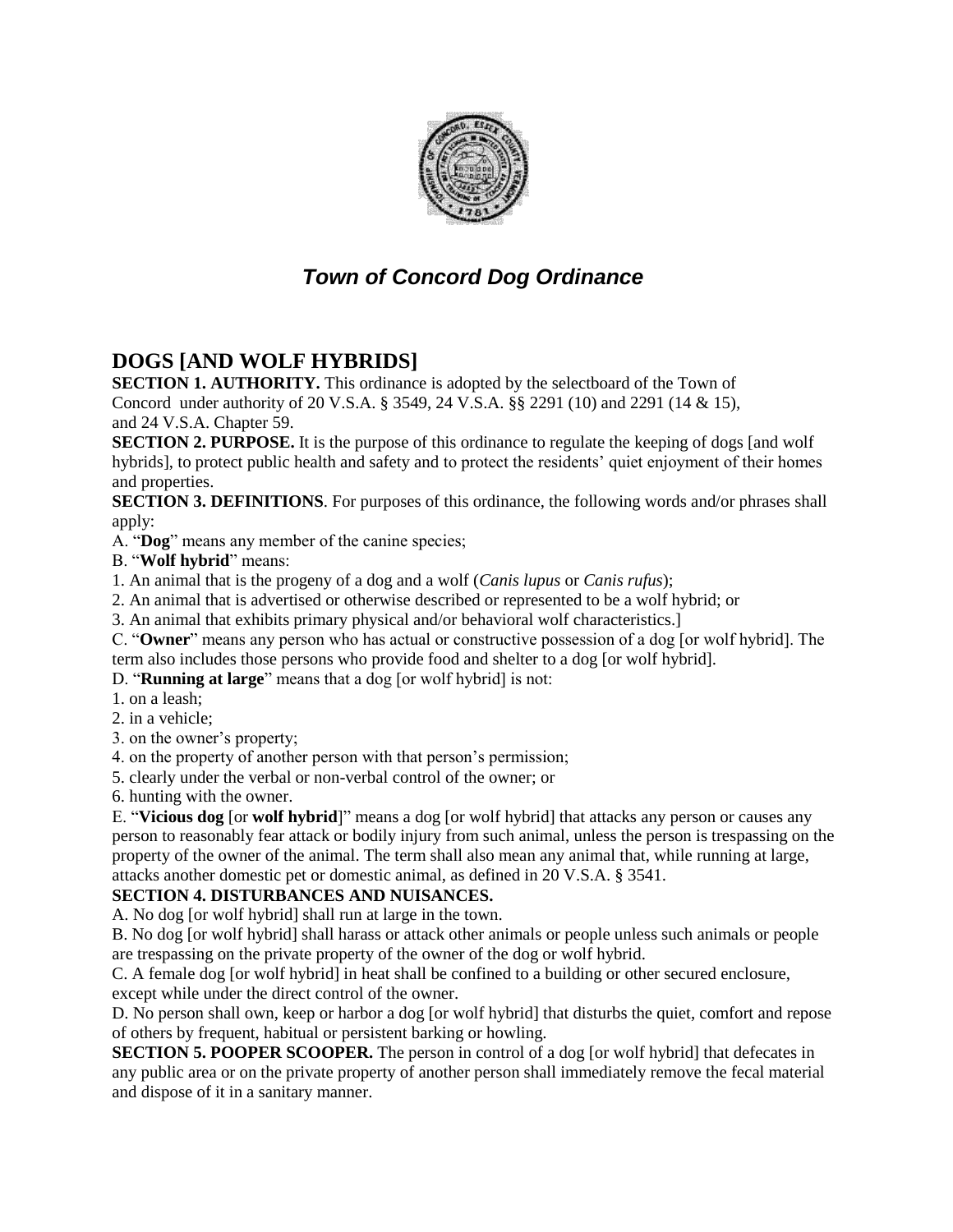# *Town of Concord Dog Ordinance*

## DOGS [AND WOLF HYBRIDS]

**SECTION 1. AUTHORITY.** This ordinance is adopted by the selectboard of the Town of Concord under authority of 20 V.S.A. § 3549, 24 V.S.A. §§ 2291 (10) and 2291 (14 & 15), and 24 V.S.A. Chapter 59.

**SECTION 2. PURPOSE.** It is the purpose of this ordinance to regulate the keeping of dogs [and wolf hybrids], to protect public health and safety and to protect the residents' quiet enjoyment of their homes and properties.

**SECTION 3. DEFINITIONS**. For purposes of this ordinance, the following words and/or phrases shall apply:

A. "**Dog**" means any member of the canine species;

B. "**Wolf hybrid**" means:

1. An animal that is the progeny of a dog and a wolf (*Canis lupus* or *Canis rufus*);
2. An animal that is advertised or otherwise described or represented to be a wolf hybrid; or
3. An animal that exhibits primary physical and/or behavioral wolf characteristics.]

C. "**Owner**" means any person who has actual or constructive possession of a dog [or wolf hybrid]. The term also includes those persons who provide food and shelter to a dog [or wolf hybrid].

D. "**Running at large**" means that a dog [or wolf hybrid] is not:

1. on a leash;
2. in a vehicle;
3. on the owner's property;
4. on the property of another person with that person's permission;
5. clearly under the verbal or non-verbal control of the owner; or
6. hunting with the owner.

E. "**Vicious dog** [or **wolf hybrid**]" means a dog [or wolf hybrid] that attacks any person or causes any person to reasonably fear attack or bodily injury from such animal, unless the person is trespassing on the property of the owner of the animal. The term shall also mean any animal that, while running at large, attacks another domestic pet or domestic animal, as defined in 20 V.S.A. § 3541.

**SECTION 4. DISTURBANCES AND NUISANCES.**

A. No dog [or wolf hybrid] shall run at large in the town.

B. No dog [or wolf hybrid] shall harass or attack other animals or people unless such animals or people are trespassing on the private property of the owner of the dog or wolf hybrid.

C. A female dog [or wolf hybrid] in heat shall be confined to a building or other secured enclosure, except while under the direct control of the owner.

D. No person shall own, keep or harbor a dog [or wolf hybrid] that disturbs the quiet, comfort and repose of others by frequent, habitual or persistent barking or howling.

**SECTION 5. POOPER SCOOPER.** The person in control of a dog [or wolf hybrid] that defecates in any public area or on the private property of another person shall immediately remove the fecal material and dispose of it in a sanitary manner.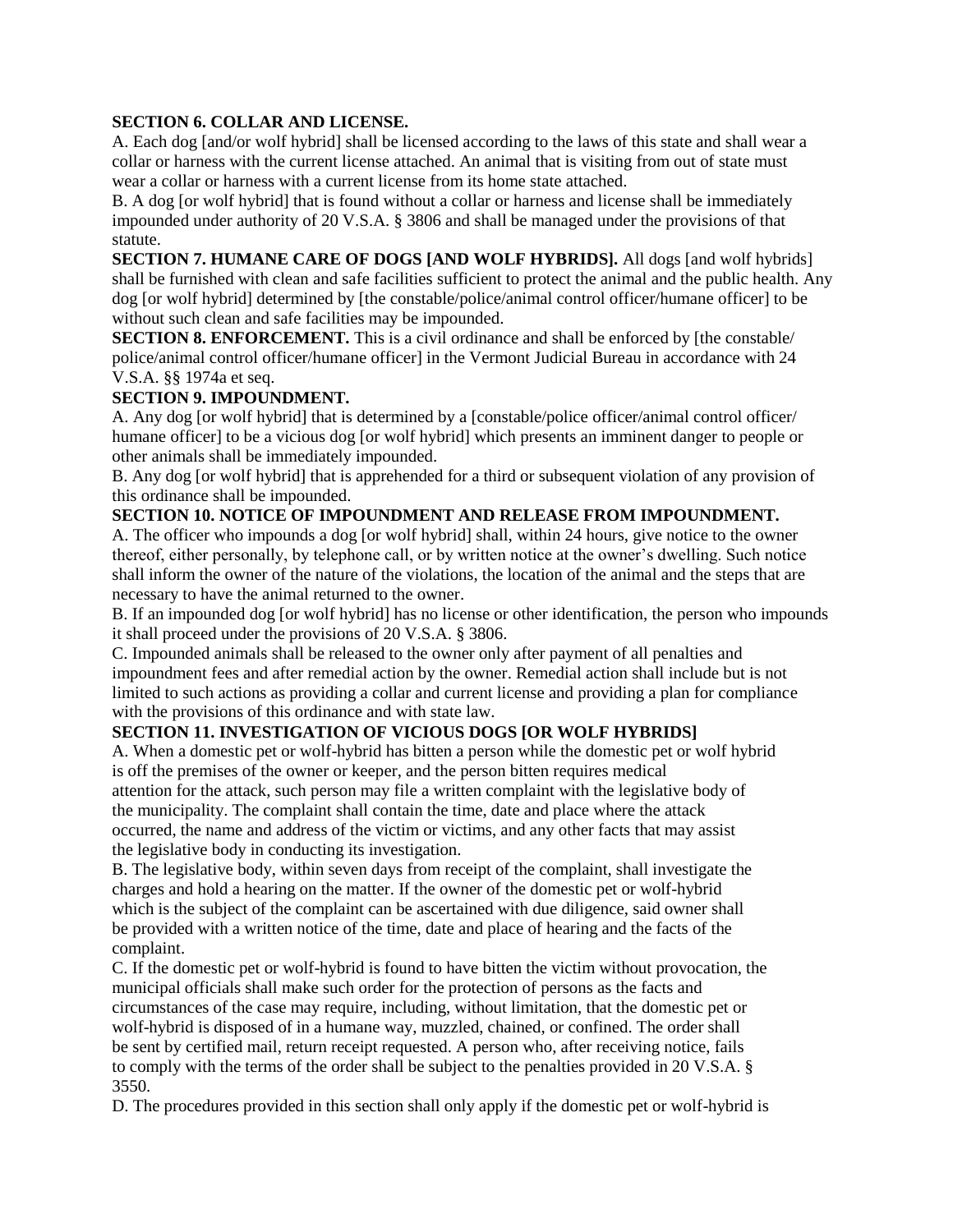**SECTION 6. COLLAR AND LICENSE.**

A. Each dog [and/or wolf hybrid] shall be licensed according to the laws of this state and shall wear a collar or harness with the current license attached. An animal that is visiting from out of state must wear a collar or harness with a current license from its home state attached.

B. A dog [or wolf hybrid] that is found without a collar or harness and license shall be immediately impounded under authority of 20 V.S.A. § 3806 and shall be managed under the provisions of that statute.

**SECTION 7. HUMANE CARE OF DOGS [AND WOLF HYBRIDS].** All dogs [and wolf hybrids] shall be furnished with clean and safe facilities sufficient to protect the animal and the public health. Any dog [or wolf hybrid] determined by [the constable/police/animal control officer/humane officer] to be without such clean and safe facilities may be impounded.

**SECTION 8. ENFORCEMENT.** This is a civil ordinance and shall be enforced by [the constable/ police/animal control officer/humane officer] in the Vermont Judicial Bureau in accordance with 24 V.S.A. §§ 1974a et seq.

**SECTION 9. IMPOUNDMENT.**

A. Any dog [or wolf hybrid] that is determined by a [constable/police officer/animal control officer/ humane officer] to be a vicious dog [or wolf hybrid] which presents an imminent danger to people or other animals shall be immediately impounded.

B. Any dog [or wolf hybrid] that is apprehended for a third or subsequent violation of any provision of this ordinance shall be impounded.

**SECTION 10. NOTICE OF IMPOUNDMENT AND RELEASE FROM IMPOUNDMENT.**

A. The officer who impounds a dog [or wolf hybrid] shall, within 24 hours, give notice to the owner thereof, either personally, by telephone call, or by written notice at the owner's dwelling. Such notice shall inform the owner of the nature of the violations, the location of the animal and the steps that are necessary to have the animal returned to the owner.

B. If an impounded dog [or wolf hybrid] has no license or other identification, the person who impounds it shall proceed under the provisions of 20 V.S.A. § 3806.

C. Impounded animals shall be released to the owner only after payment of all penalties and impoundment fees and after remedial action by the owner. Remedial action shall include but is not limited to such actions as providing a collar and current license and providing a plan for compliance with the provisions of this ordinance and with state law.

**SECTION 11. INVESTIGATION OF VICIOUS DOGS [OR WOLF HYBRIDS]**

A. When a domestic pet or wolf-hybrid has bitten a person while the domestic pet or wolf hybrid is off the premises of the owner or keeper, and the person bitten requires medical attention for the attack, such person may file a written complaint with the legislative body of the municipality. The complaint shall contain the time, date and place where the attack occurred, the name and address of the victim or victims, and any other facts that may assist the legislative body in conducting its investigation.

B. The legislative body, within seven days from receipt of the complaint, shall investigate the charges and hold a hearing on the matter. If the owner of the domestic pet or wolf-hybrid which is the subject of the complaint can be ascertained with due diligence, said owner shall be provided with a written notice of the time, date and place of hearing and the facts of the complaint.

C. If the domestic pet or wolf-hybrid is found to have bitten the victim without provocation, the municipal officials shall make such order for the protection of persons as the facts and circumstances of the case may require, including, without limitation, that the domestic pet or wolf-hybrid is disposed of in a humane way, muzzled, chained, or confined. The order shall be sent by certified mail, return receipt requested. A person who, after receiving notice, fails to comply with the terms of the order shall be subject to the penalties provided in 20 V.S.A. § 3550.

D. The procedures provided in this section shall only apply if the domestic pet or wolf-hybrid is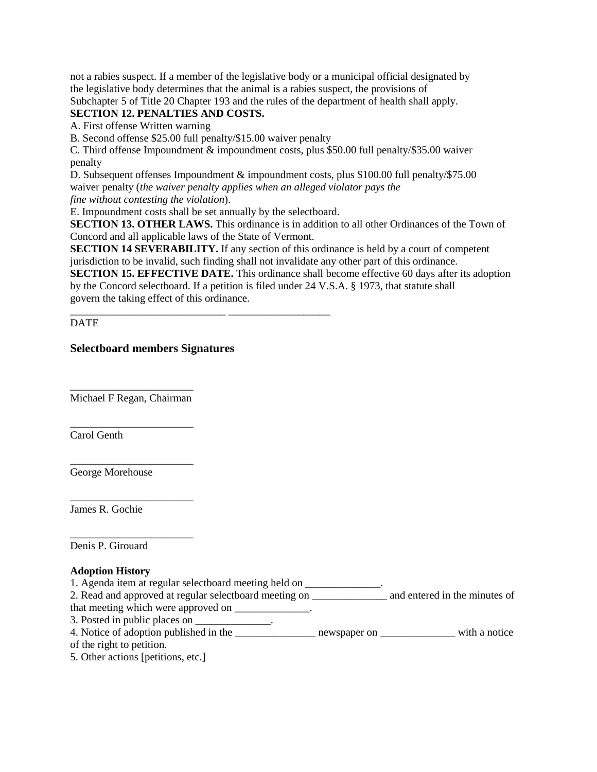not a rabies suspect. If a member of the legislative body or a municipal official designated by the legislative body determines that the animal is a rabies suspect, the provisions of Subchapter 5 of Title 20 Chapter 193 and the rules of the department of health shall apply.

**SECTION 12. PENALTIES AND COSTS.**

A. First offense Written warning

B. Second offense $25.00 full penalty/$15.00 waiver penalty

C. Third offense Impoundment & impoundment costs, plus $50.00 full penalty/$35.00 waiver penalty

D. Subsequent offenses Impoundment & impoundment costs, plus $100.00 full penalty/$75.00 waiver penalty (*the waiver penalty applies when an alleged violator pays the fine without contesting the violation*).

E. Impoundment costs shall be set annually by the selectboard.

**SECTION 13. OTHER LAWS.** This ordinance is in addition to all other Ordinances of the Town of Concord and all applicable laws of the State of Vermont.

**SECTION 14 SEVERABILITY.** If any section of this ordinance is held by a court of competent jurisdiction to be invalid, such finding shall not invalidate any other part of this ordinance.

**SECTION 15. EFFECTIVE DATE.** This ordinance shall become effective 60 days after its adoption by the Concord selectboard. If a petition is filed under 24 V.S.A. § 1973, that statute shall govern the taking effect of this ordinance.

_____________________________ ___________________

DATE

### Selectboard members Signatures

_______________________

Michael F Regan, Chairman

_______________________

Carol Genth

_______________________

George Morehouse

_______________________

James R. Gochie

_______________________

Denis P. Girouard

**Adoption History**

1. Agenda item at regular selectboard meeting held on ______________.
2. Read and approved at regular selectboard meeting on ______________ and entered in the minutes of that meeting which were approved on ______________.
3. Posted in public places on ______________.
4. Notice of adoption published in the _______________ newspaper on ______________ with a notice of the right to petition.
5. Other actions [petitions, etc.]